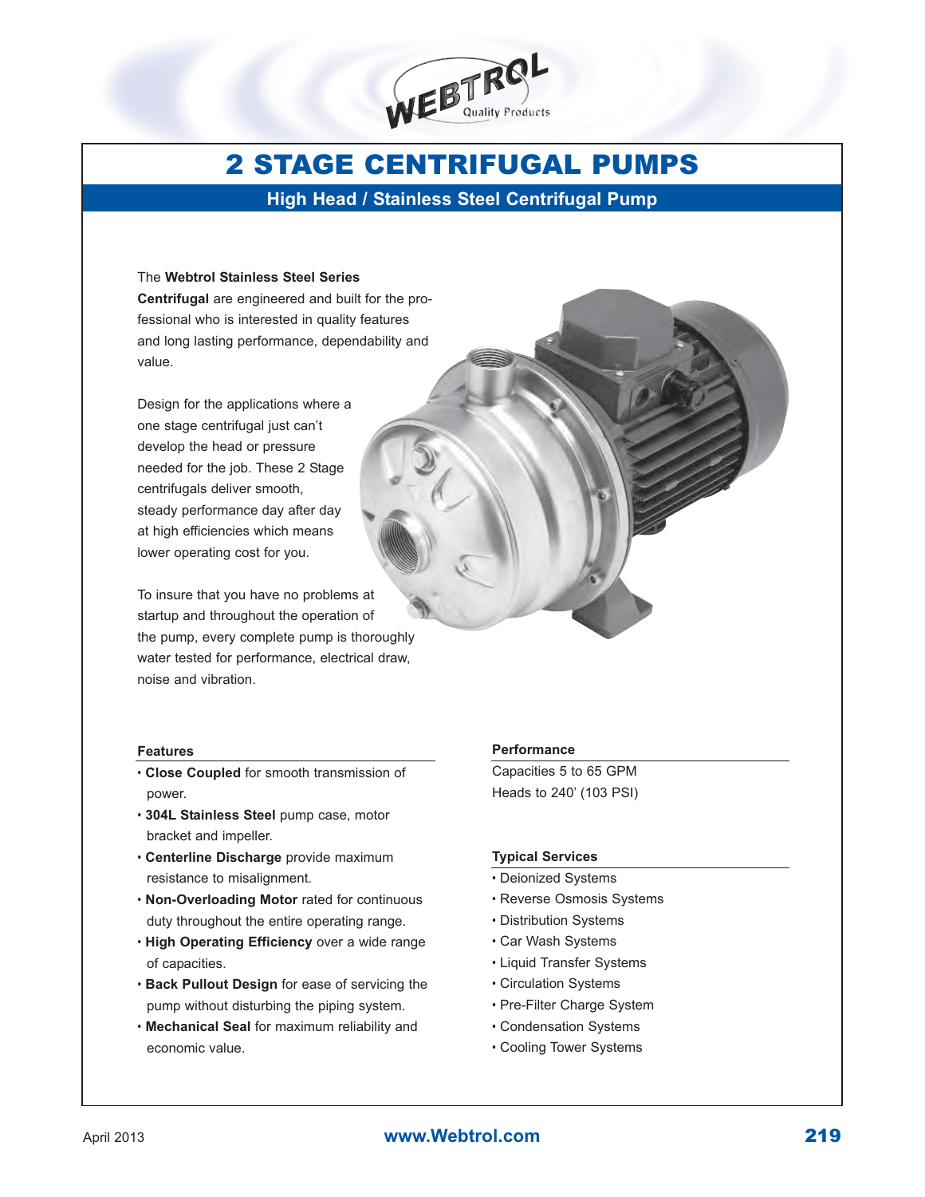# 2 STAGE CENTRIFUGAL PUMPS

## High Head / Stainless Steel Centrifugal Pump

The **Webtrol Stainless Steel Series Centrifugal** are engineered and built for the professional who is interested in quality features and long lasting performance, dependability and value.

Design for the applications where a one stage centrifugal just can't develop the head or pressure needed for the job. These 2 Stage centrifugals deliver smooth, steady performance day after day at high efficiencies which means lower operating cost for you.

To insure that you have no problems at startup and throughout the operation of the pump, every complete pump is thoroughly water tested for performance, electrical draw, noise and vibration.

### Features

- **Close Coupled** for smooth transmission of power.
- **304L Stainless Steel** pump case, motor bracket and impeller.
- **Centerline Discharge** provide maximum resistance to misalignment.
- **Non-Overloading Motor** rated for continuous duty throughout the entire operating range.
- **High Operating Efficiency** over a wide range of capacities.
- **Back Pullout Design** for ease of servicing the pump without disturbing the piping system.
- **Mechanical Seal** for maximum reliability and economic value.

### Performance

Capacities 5 to 65 GPM
Heads to 240' (103 PSI)

### Typical Services

- Deionized Systems
- Reverse Osmosis Systems
- Distribution Systems
- Car Wash Systems
- Liquid Transfer Systems
- Circulation Systems
- Pre-Filter Charge System
- Condensation Systems
- Cooling Tower Systems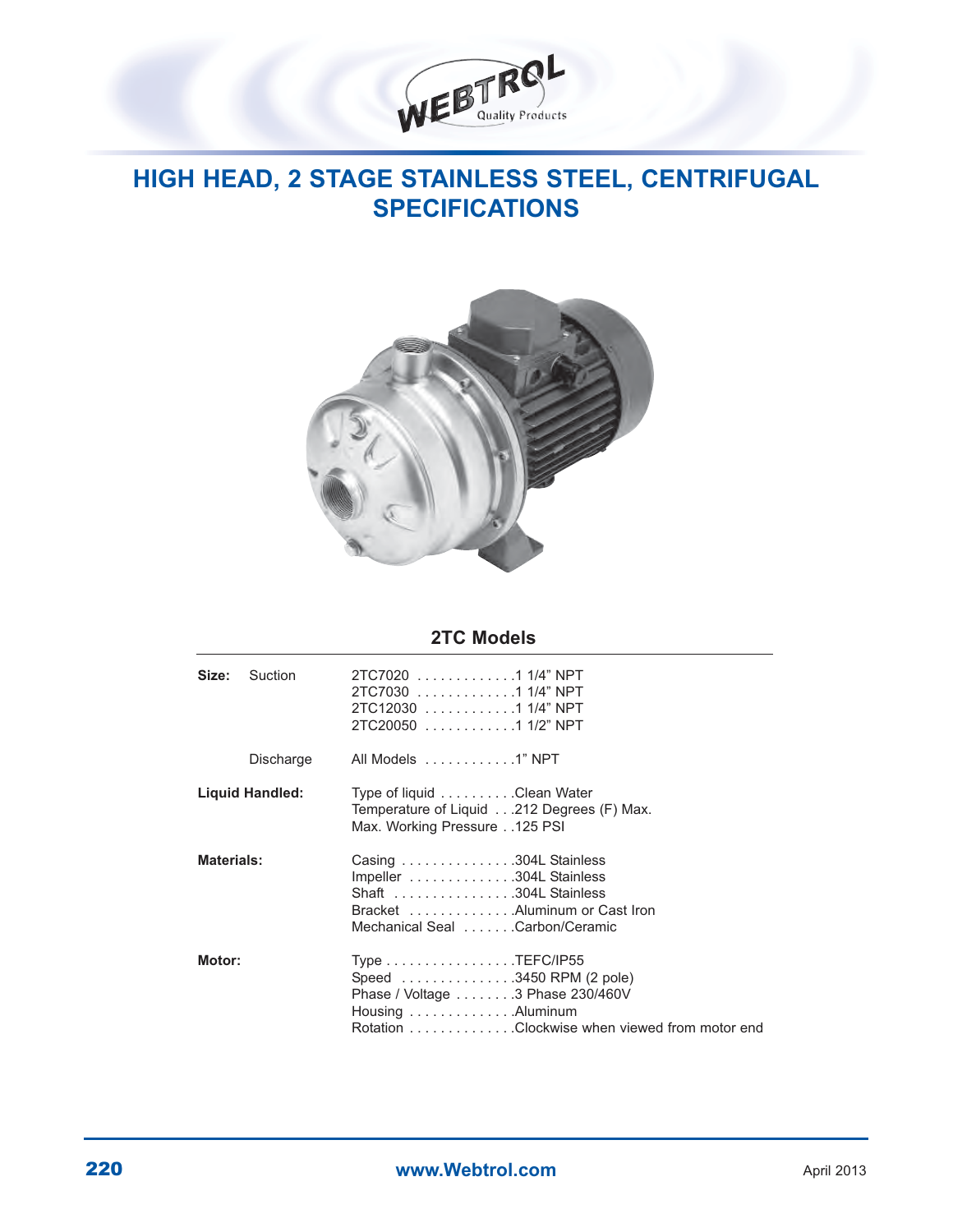# HIGH HEAD, 2 STAGE STAINLESS STEEL, CENTRIFUGAL SPECIFICATIONS

## 2TC Models

| | | |
|---|---|---|
| **Size:** | Suction | 2TC7020 . . . . . . . . . . . . . .1 1/4" NPT<br>2TC7030 . . . . . . . . . . . . . .1 1/4" NPT<br>2TC12030 . . . . . . . . . . . . .1 1/4" NPT<br>2TC20050 . . . . . . . . . . . . .1 1/2" NPT |
| | Discharge | All Models . . . . . . . . . . . .1" NPT |
| **Liquid Handled:** | | Type of liquid . . . . . . . . . .Clean Water<br>Temperature of Liquid . . .212 Degrees (F) Max.<br>Max. Working Pressure . .125 PSI |
| **Materials:** | | Casing . . . . . . . . . . . . . . .304L Stainless<br>Impeller . . . . . . . . . . . . . .304L Stainless<br>Shaft . . . . . . . . . . . . . . . .304L Stainless<br>Bracket . . . . . . . . . . . . . .Aluminum or Cast Iron<br>Mechanical Seal . . . . . . .Carbon/Ceramic |
| **Motor:** | | Type . . . . . . . . . . . . . . . . .TEFC/IP55<br>Speed . . . . . . . . . . . . . . .3450 RPM (2 pole)<br>Phase / Voltage . . . . . . . .3 Phase 230/460V<br>Housing . . . . . . . . . . . . . .Aluminum<br>Rotation . . . . . . . . . . . . . .Clockwise when viewed from motor end |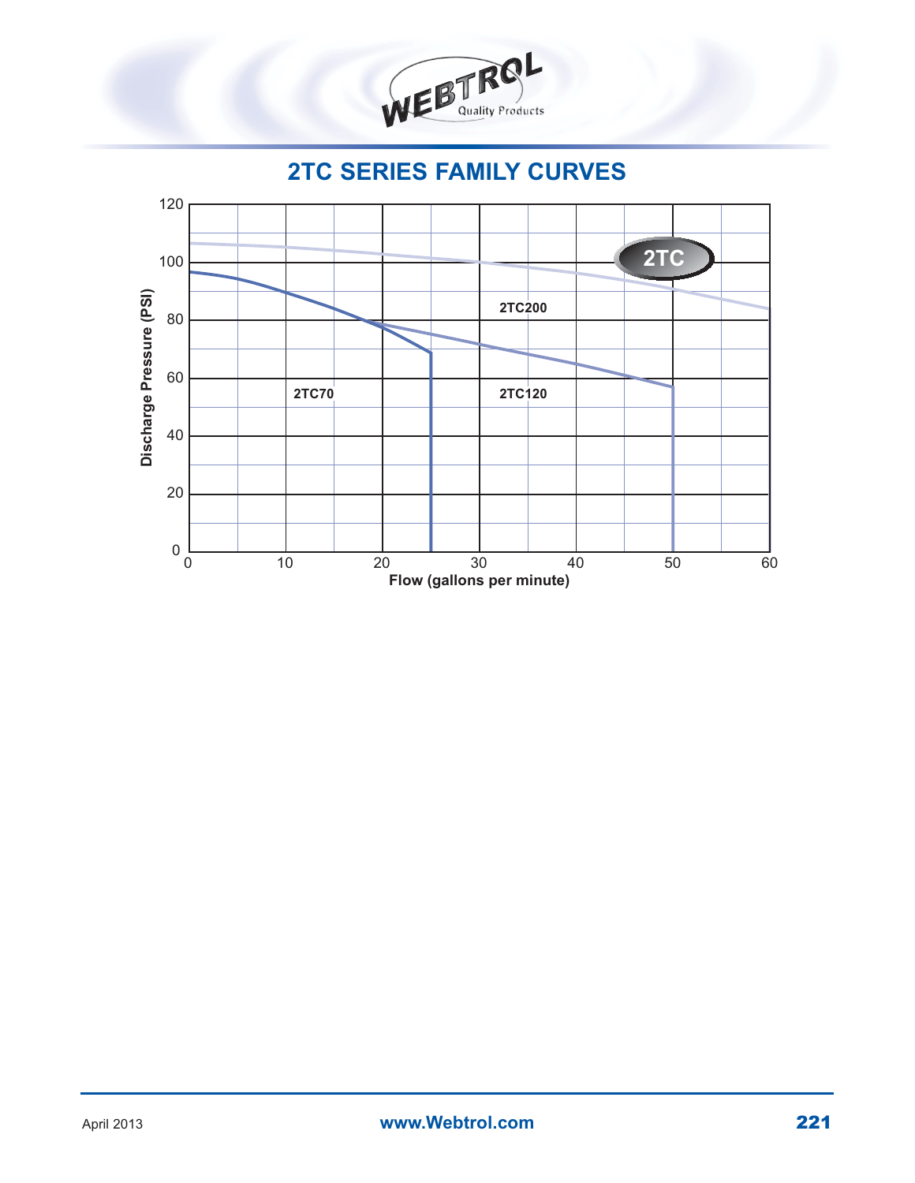# 2TC SERIES FAMILY CURVES

2TC

Discharge Pressure (PSI)

Flow (gallons per minute)

2TC200

2TC70

2TC120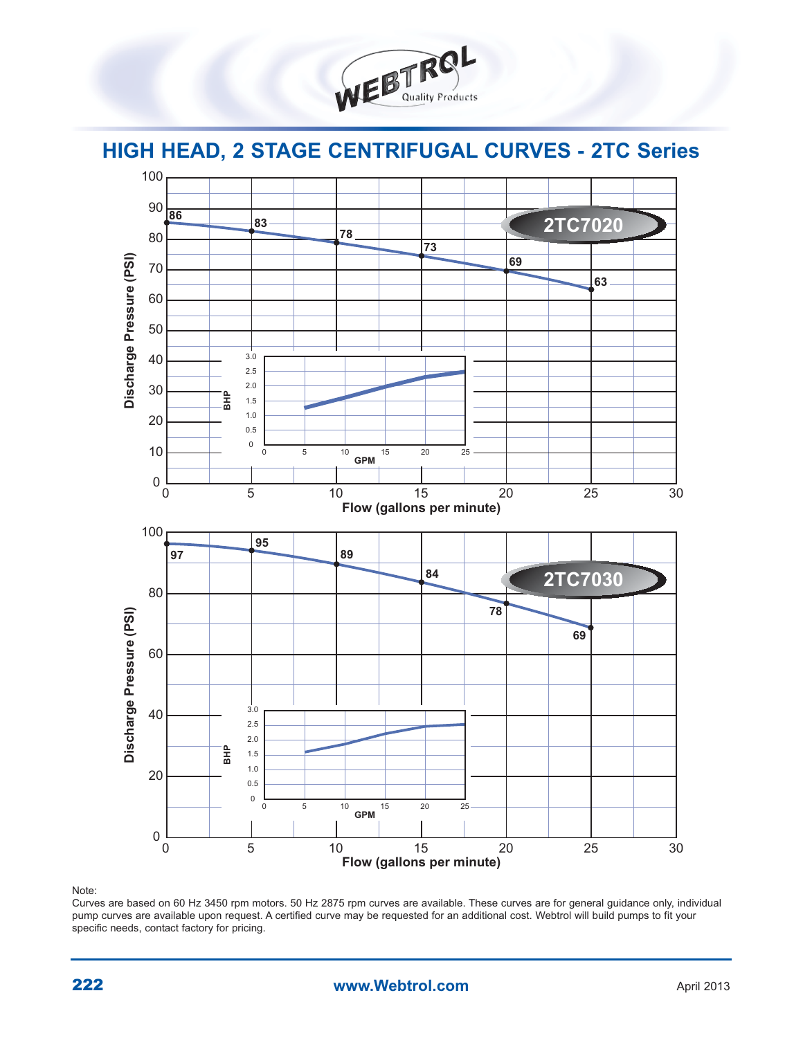# HIGH HEAD, 2 STAGE CENTRIFUGAL CURVES - 2TC Series

**2TC7020**

| Flow (gallons per minute) | Discharge Pressure (PSI) |
|---|---|
| 0 | 86 |
| 5 | 83 |
| 10 | 78 |
| 15 | 73 |
| 20 | 69 |
| 25 | 63 |

**2TC7030**

| Flow (gallons per minute) | Discharge Pressure (PSI) |
|---|---|
| 0 | 97 |
| 5 | 95 |
| 10 | 89 |
| 15 | 84 |
| 20 | 78 |
| 25 | 69 |

Note:
Curves are based on 60 Hz 3450 rpm motors. 50 Hz 2875 rpm curves are available. These curves are for general guidance only, individual pump curves are available upon request. A certified curve may be requested for an additional cost. Webtrol will build pumps to fit your specific needs, contact factory for pricing.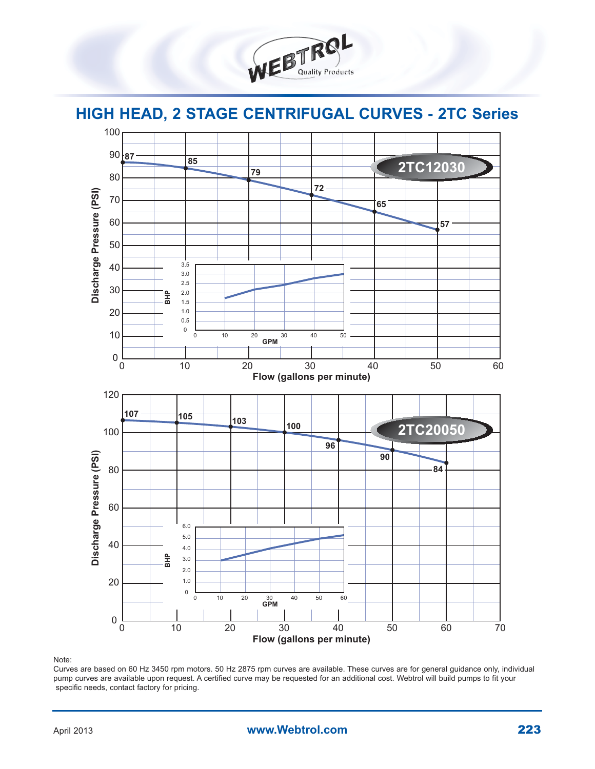# HIGH HEAD, 2 STAGE CENTRIFUGAL CURVES - 2TC Series

## 2TC12030

| Flow (gallons per minute) | Discharge Pressure (PSI) |
|---|---|
| 0 | 87 |
| 10 | 85 |
| 20 | 79 |
| 30 | 72 |
| 40 | 65 |
| 50 | 57 |

## 2TC20050

| Flow (gallons per minute) | Discharge Pressure (PSI) |
|---|---|
| 0 | 107 |
| 10 | 105 |
| 20 | 103 |
| 30 | 100 |
| 40 | 96 |
| 50 | 90 |
| 60 | 84 |

Note:
Curves are based on 60 Hz 3450 rpm motors. 50 Hz 2875 rpm curves are available. These curves are for general guidance only, individual pump curves are available upon request. A certified curve may be requested for an additional cost. Webtrol will build pumps to fit your specific needs, contact factory for pricing.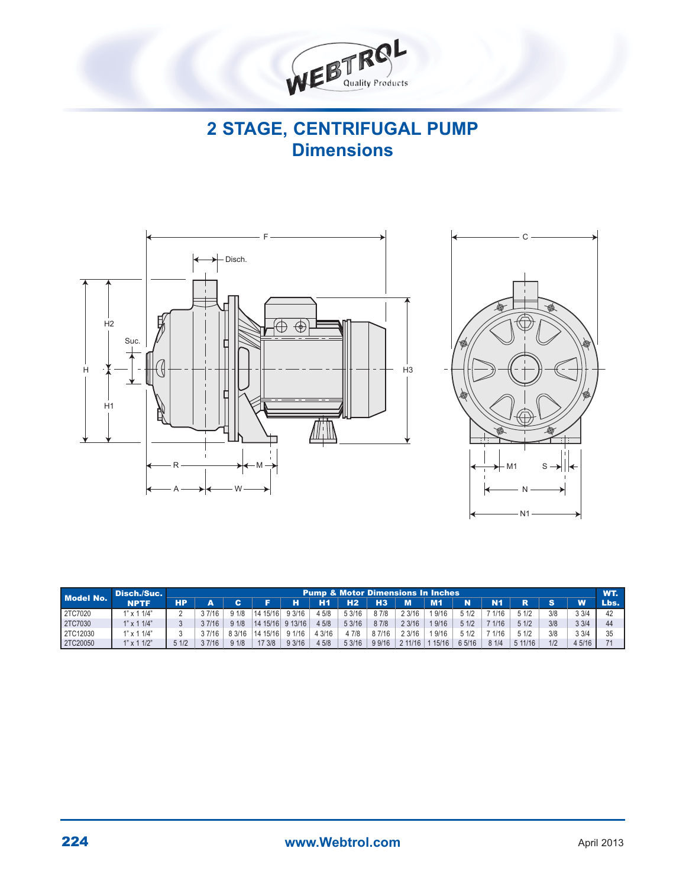# 2 STAGE, CENTRIFUGAL PUMP
## Dimensions

F

Disch.

H2

Suc.

H

H1

H3

R

M

A

W

C

M1

S

N

N1

| Model No. | Disch./Suc. | Pump & Motor Dimensions In Inches | | | | | | | | | | | | | | | WT. |
|---|---|---|---|---|---|---|---|---|---|---|---|---|---|---|---|---|---|
| | NPTF | HP | A | C | F | H | H1 | H2 | H3 | M | M1 | N | N1 | R | S | W | Lbs. |
| 2TC7020 | 1" x 1 1/4" | 2 | 3 7/16 | 9 1/8 | 14 15/16 | 9 3/16 | 4 5/8 | 5 3/16 | 8 7/8 | 2 3/16 | 1 9/16 | 5 1/2 | 7 1/16 | 5 1/2 | 3/8 | 3 3/4 | 42 |
| 2TC7030 | 1" x 1 1/4" | 3 | 3 7/16 | 9 1/8 | 14 15/16 | 9 13/16 | 4 5/8 | 5 3/16 | 8 7/8 | 2 3/16 | 1 9/16 | 5 1/2 | 7 1/16 | 5 1/2 | 3/8 | 3 3/4 | 44 |
| 2TC12030 | 1" x 1 1/4" | 3 | 3 7/16 | 8 3/16 | 14 15/16 | 9 1/16 | 4 3/16 | 4 7/8 | 8 7/16 | 2 3/16 | 1 9/16 | 5 1/2 | 7 1/16 | 5 1/2 | 3/8 | 3 3/4 | 35 |
| 2TC20050 | 1" x 1 1/2" | 5 1/2 | 3 7/16 | 9 1/8 | 17 3/8 | 9 3/16 | 4 5/8 | 5 3/16 | 9 9/16 | 2 11/16 | 1 15/16 | 6 5/16 | 8 1/4 | 5 11/16 | 1/2 | 4 5/16 | 71 |